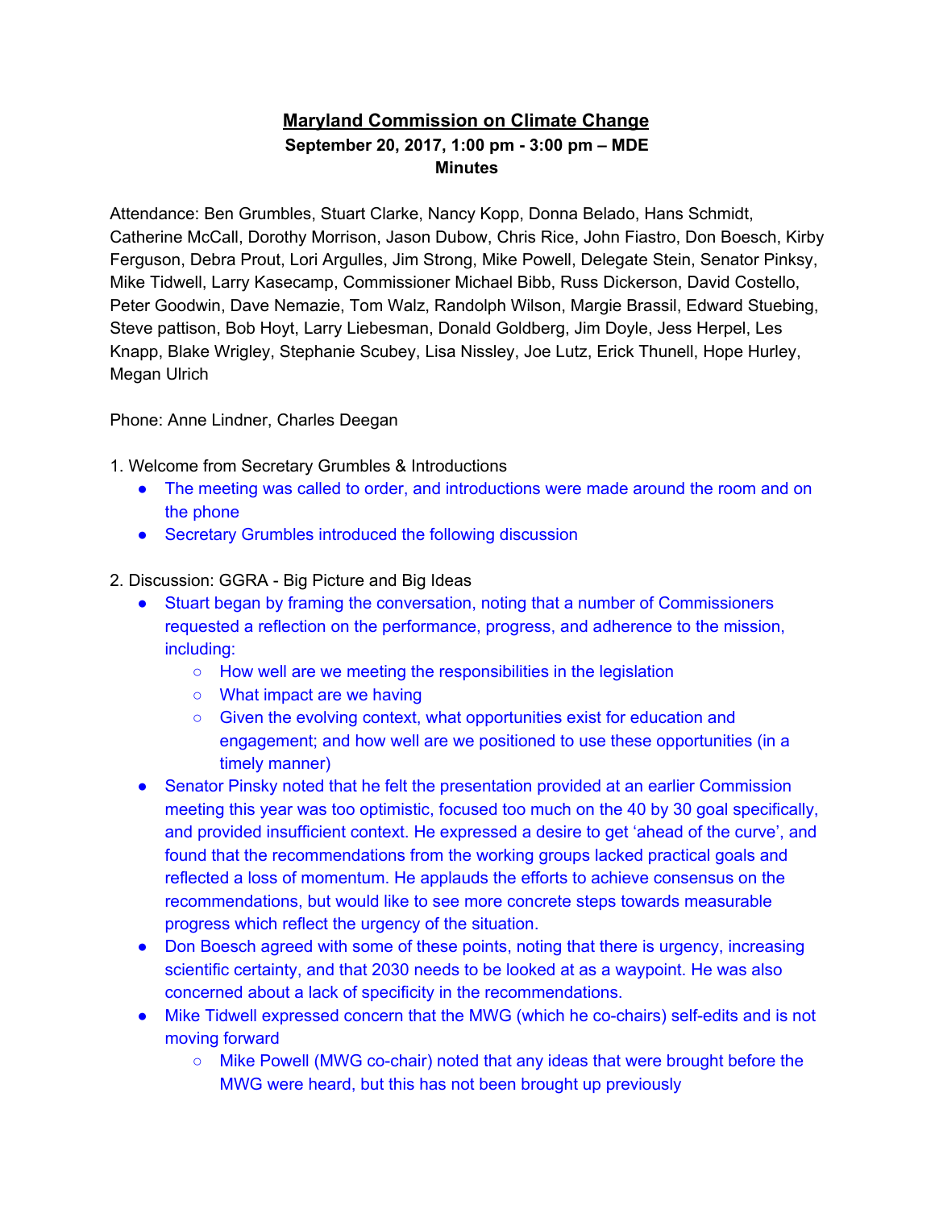# Maryland Commission on Climate Change

**September 20, 2017, 1:00 pm - 3:00 pm – MDE**

**Minutes**

Attendance: Ben Grumbles, Stuart Clarke, Nancy Kopp, Donna Belado, Hans Schmidt, Catherine McCall, Dorothy Morrison, Jason Dubow, Chris Rice, John Fiastro, Don Boesch, Kirby Ferguson, Debra Prout, Lori Argulles, Jim Strong, Mike Powell, Delegate Stein, Senator Pinksy, Mike Tidwell, Larry Kasecamp, Commissioner Michael Bibb, Russ Dickerson, David Costello, Peter Goodwin, Dave Nemazie, Tom Walz, Randolph Wilson, Margie Brassil, Edward Stuebing, Steve pattison, Bob Hoyt, Larry Liebesman, Donald Goldberg, Jim Doyle, Jess Herpel, Les Knapp, Blake Wrigley, Stephanie Scubey, Lisa Nissley, Joe Lutz, Erick Thunell, Hope Hurley, Megan Ulrich

Phone: Anne Lindner, Charles Deegan

1. Welcome from Secretary Grumbles & Introductions
   - The meeting was called to order, and introductions were made around the room and on the phone
   - Secretary Grumbles introduced the following discussion

2. Discussion: GGRA - Big Picture and Big Ideas
   - Stuart began by framing the conversation, noting that a number of Commissioners requested a reflection on the performance, progress, and adherence to the mission, including:
     - How well are we meeting the responsibilities in the legislation
     - What impact are we having
     - Given the evolving context, what opportunities exist for education and engagement; and how well are we positioned to use these opportunities (in a timely manner)
   - Senator Pinsky noted that he felt the presentation provided at an earlier Commission meeting this year was too optimistic, focused too much on the 40 by 30 goal specifically, and provided insufficient context. He expressed a desire to get 'ahead of the curve', and found that the recommendations from the working groups lacked practical goals and reflected a loss of momentum. He applauds the efforts to achieve consensus on the recommendations, but would like to see more concrete steps towards measurable progress which reflect the urgency of the situation.
   - Don Boesch agreed with some of these points, noting that there is urgency, increasing scientific certainty, and that 2030 needs to be looked at as a waypoint. He was also concerned about a lack of specificity in the recommendations.
   - Mike Tidwell expressed concern that the MWG (which he co-chairs) self-edits and is not moving forward
     - Mike Powell (MWG co-chair) noted that any ideas that were brought before the MWG were heard, but this has not been brought up previously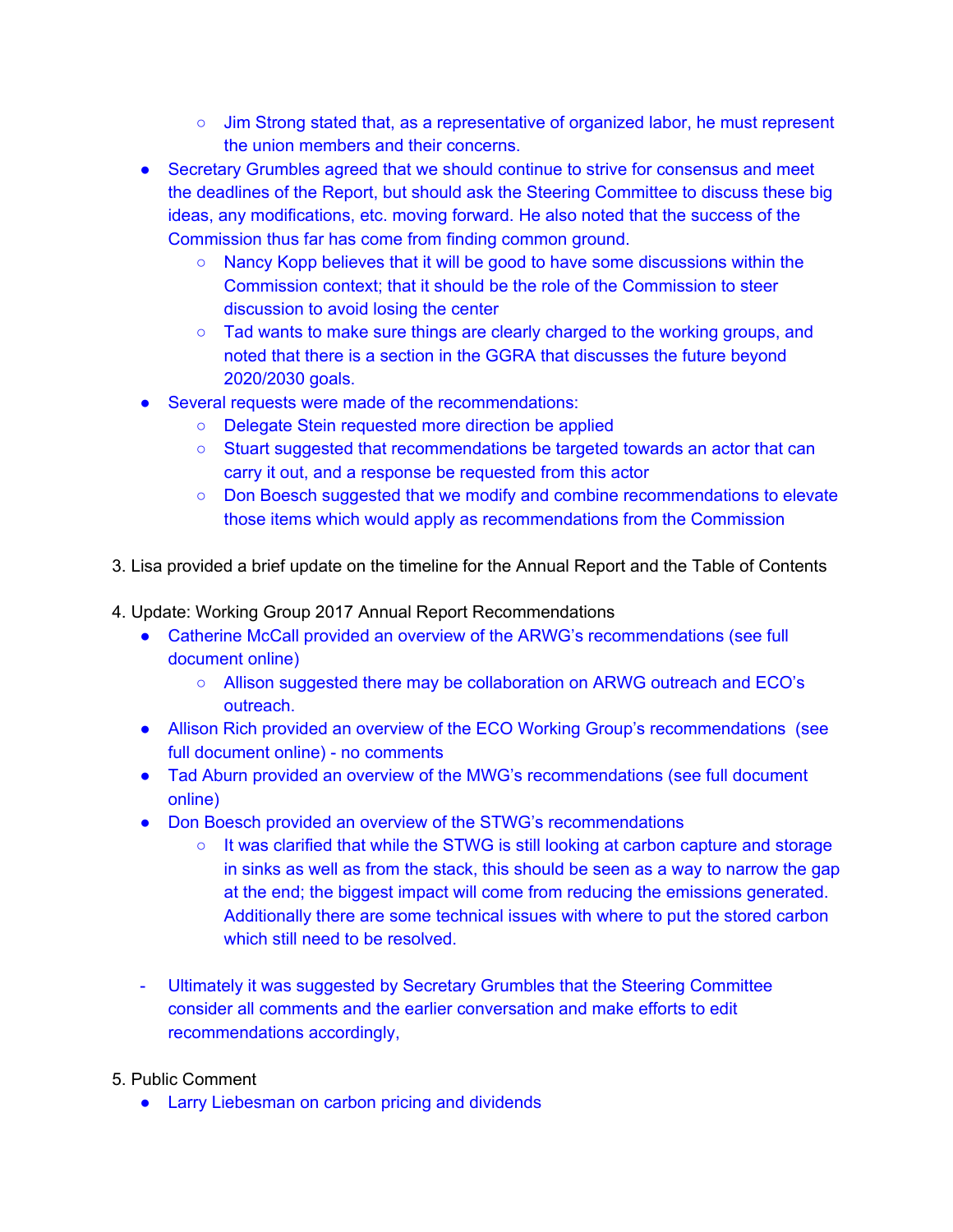- Jim Strong stated that, as a representative of organized labor, he must represent the union members and their concerns.
- Secretary Grumbles agreed that we should continue to strive for consensus and meet the deadlines of the Report, but should ask the Steering Committee to discuss these big ideas, any modifications, etc. moving forward. He also noted that the success of the Commission thus far has come from finding common ground.
    - Nancy Kopp believes that it will be good to have some discussions within the Commission context; that it should be the role of the Commission to steer discussion to avoid losing the center
    - Tad wants to make sure things are clearly charged to the working groups, and noted that there is a section in the GGRA that discusses the future beyond 2020/2030 goals.
- Several requests were made of the recommendations:
    - Delegate Stein requested more direction be applied
    - Stuart suggested that recommendations be targeted towards an actor that can carry it out, and a response be requested from this actor
    - Don Boesch suggested that we modify and combine recommendations to elevate those items which would apply as recommendations from the Commission

3. Lisa provided a brief update on the timeline for the Annual Report and the Table of Contents

4. Update: Working Group 2017 Annual Report Recommendations
    - Catherine McCall provided an overview of the ARWG's recommendations (see full document online)
        - Allison suggested there may be collaboration on ARWG outreach and ECO's outreach.
    - Allison Rich provided an overview of the ECO Working Group's recommendations (see full document online) - no comments
    - Tad Aburn provided an overview of the MWG's recommendations (see full document online)
    - Don Boesch provided an overview of the STWG's recommendations
        - It was clarified that while the STWG is still looking at carbon capture and storage in sinks as well as from the stack, this should be seen as a way to narrow the gap at the end; the biggest impact will come from reducing the emissions generated. Additionally there are some technical issues with where to put the stored carbon which still need to be resolved.

    - Ultimately it was suggested by Secretary Grumbles that the Steering Committee consider all comments and the earlier conversation and make efforts to edit recommendations accordingly,

5. Public Comment
    - Larry Liebesman on carbon pricing and dividends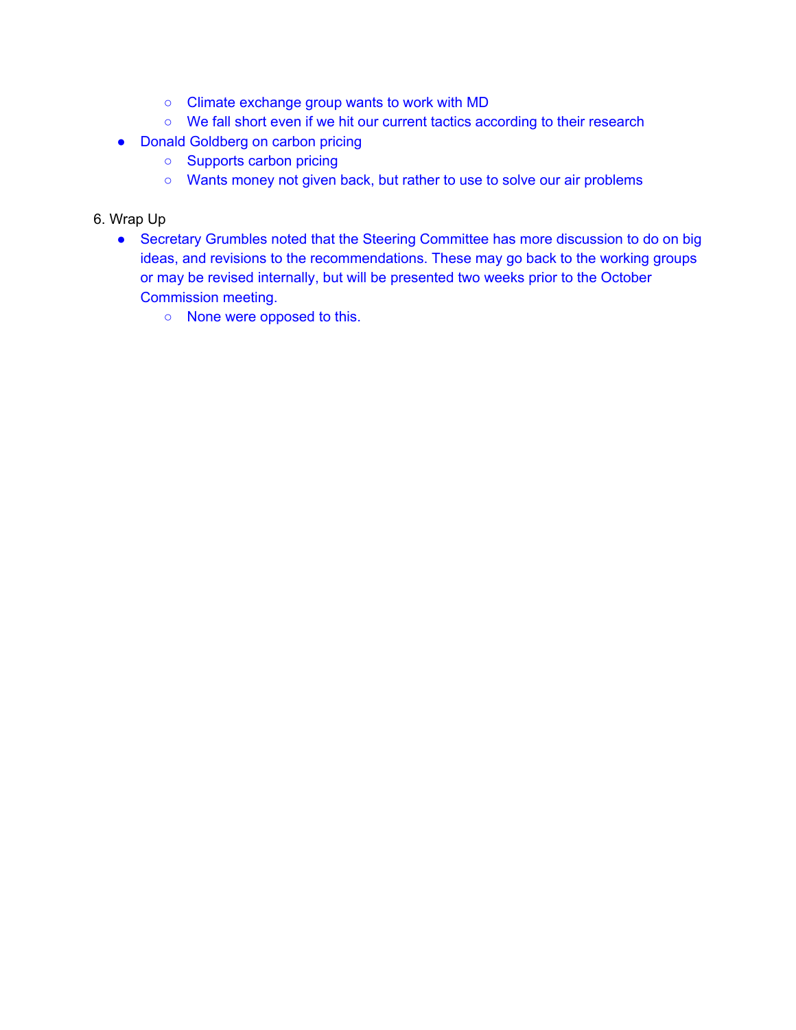- Climate exchange group wants to work with MD
  - We fall short even if we hit our current tactics according to their research
- Donald Goldberg on carbon pricing
  - Supports carbon pricing
  - Wants money not given back, but rather to use to solve our air problems

6. Wrap Up

- Secretary Grumbles noted that the Steering Committee has more discussion to do on big ideas, and revisions to the recommendations. These may go back to the working groups or may be revised internally, but will be presented two weeks prior to the October Commission meeting.
  - None were opposed to this.